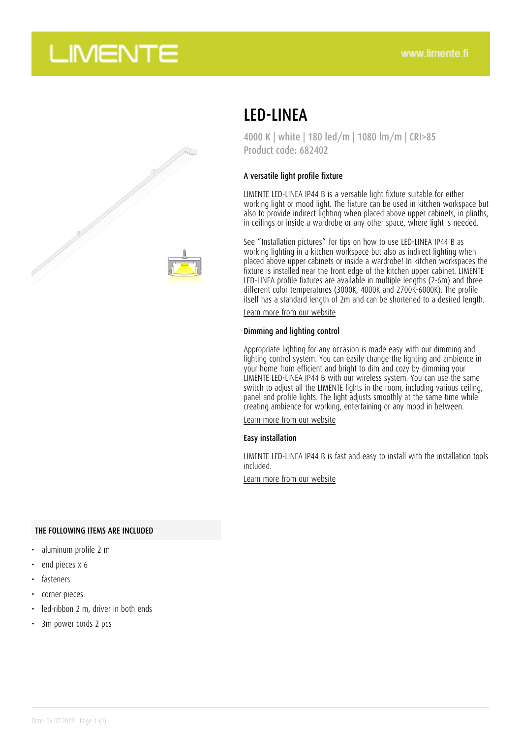# LED-LINEA

4000 K | white | 180 led/m | 1080 lm/m | CRI>85
Product code: 682402

### A versatile light profile fixture

LIMENTE LED-LINEA IP44 B is a versatile light fixture suitable for either working light or mood light. The fixture can be used in kitchen workspace but also to provide indirect lighting when placed above upper cabinets, in plinths, in ceilings or inside a wardrobe or any other space, where light is needed.

See "Installation pictures" for tips on how to use LED-LINEA IP44 B as working lighting in a kitchen workspace but also as indirect lighting when placed above upper cabinets or inside a wardrobe! In kitchen workspaces the fixture is installed near the front edge of the kitchen upper cabinet. LIMENTE LED-LINEA profile fixtures are available in multiple lengths (2-6m) and three different color temperatures (3000K, 4000K and 2700K-6000K). The profile itself has a standard length of 2m and can be shortened to a desired length.

Learn more from our website

### Dimming and lighting control

Appropriate lighting for any occasion is made easy with our dimming and lighting control system. You can easily change the lighting and ambience in your home from efficient and bright to dim and cozy by dimming your LIMENTE LED-LINEA IP44 B with our wireless system. You can use the same switch to adjust all the LIMENTE lights in the room, including various ceiling, panel and profile lights. The light adjusts smoothly at the same time while creating ambience for working, entertaining or any mood in between.

Learn more from our website

### Easy installation

LIMENTE LED-LINEA IP44 B is fast and easy to install with the installation tools included.

Learn more from our website

### THE FOLLOWING ITEMS ARE INCLUDED

- aluminum profile 2 m
- end pieces x 6
- fasteners
- corner pieces
- led-ribbon 2 m, driver in both ends
- 3m power cords 2 pcs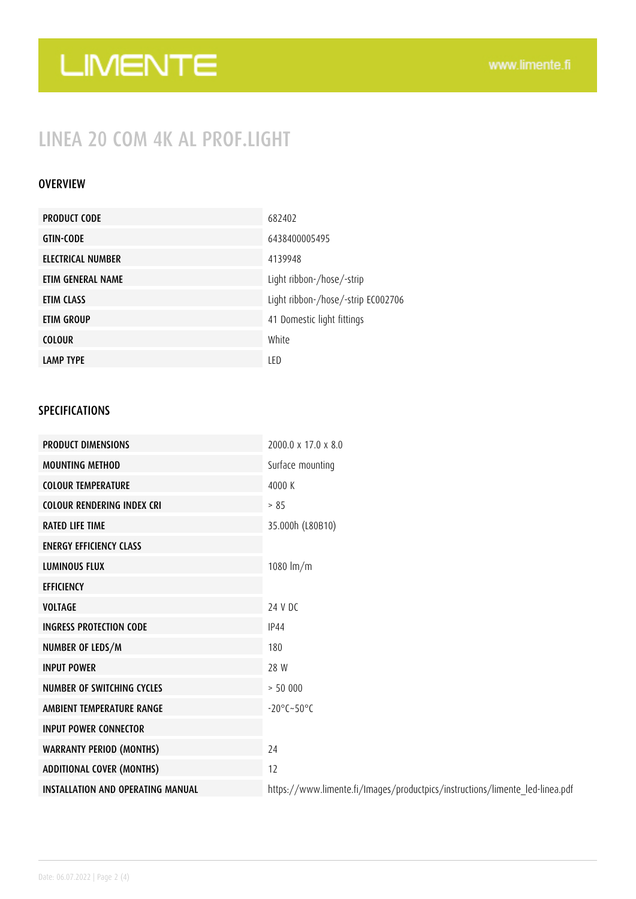# LINEA 20 COM 4K AL PROF.LIGHT

## OVERVIEW

| | |
|---|---|
| PRODUCT CODE | 682402 |
| GTIN-CODE | 6438400005495 |
| ELECTRICAL NUMBER | 4139948 |
| ETIM GENERAL NAME | Light ribbon-/hose/-strip |
| ETIM CLASS | Light ribbon-/hose/-strip EC002706 |
| ETIM GROUP | 41 Domestic light fittings |
| COLOUR | White |
| LAMP TYPE | LED |

## SPECIFICATIONS

| | |
|---|---|
| PRODUCT DIMENSIONS | 2000.0 x 17.0 x 8.0 |
| MOUNTING METHOD | Surface mounting |
| COLOUR TEMPERATURE | 4000 K |
| COLOUR RENDERING INDEX CRI | > 85 |
| RATED LIFE TIME | 35.000h (L80B10) |
| ENERGY EFFICIENCY CLASS | |
| LUMINOUS FLUX | 1080 lm/m |
| EFFICIENCY | |
| VOLTAGE | 24 V DC |
| INGRESS PROTECTION CODE | IP44 |
| NUMBER OF LEDS/M | 180 |
| INPUT POWER | 28 W |
| NUMBER OF SWITCHING CYCLES | > 50 000 |
| AMBIENT TEMPERATURE RANGE | -20°C~50°C |
| INPUT POWER CONNECTOR | |
| WARRANTY PERIOD (MONTHS) | 24 |
| ADDITIONAL COVER (MONTHS) | 12 |
| INSTALLATION AND OPERATING MANUAL | https://www.limente.fi/Images/productpics/instructions/limente_led-linea.pdf |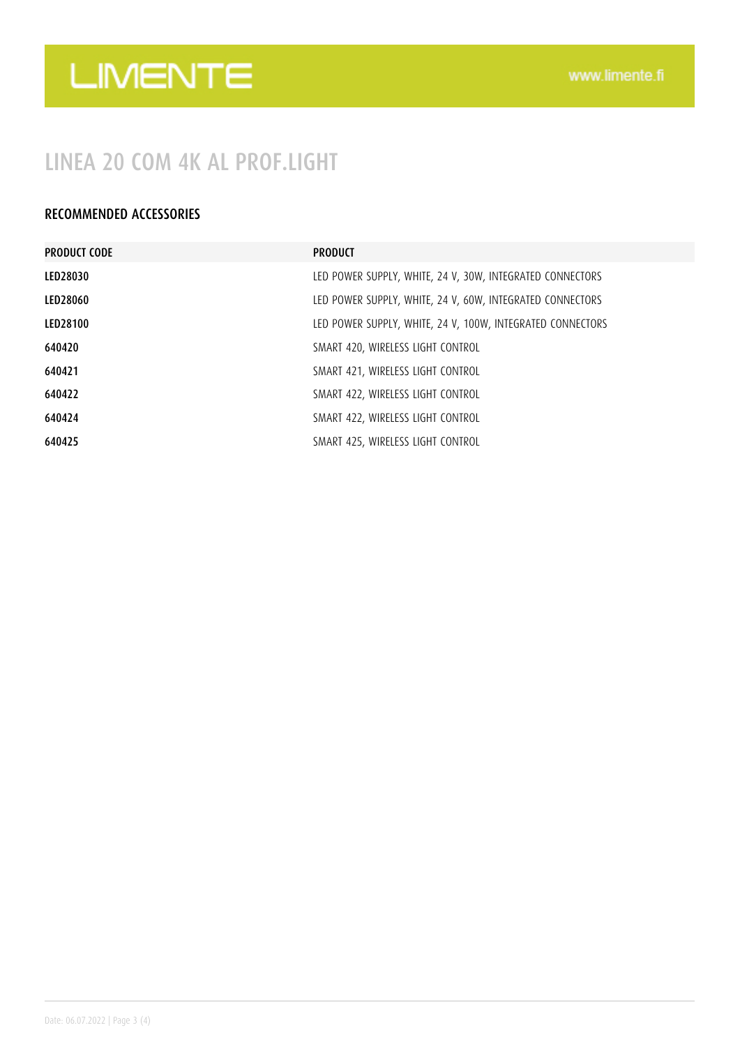# LINEA 20 COM 4K AL PROF.LIGHT

## RECOMMENDED ACCESSORIES

| PRODUCT CODE | PRODUCT |
|---|---|
| LED28030 | LED POWER SUPPLY, WHITE, 24 V, 30W, INTEGRATED CONNECTORS |
| LED28060 | LED POWER SUPPLY, WHITE, 24 V, 60W, INTEGRATED CONNECTORS |
| LED28100 | LED POWER SUPPLY, WHITE, 24 V, 100W, INTEGRATED CONNECTORS |
| 640420 | SMART 420, WIRELESS LIGHT CONTROL |
| 640421 | SMART 421, WIRELESS LIGHT CONTROL |
| 640422 | SMART 422, WIRELESS LIGHT CONTROL |
| 640424 | SMART 422, WIRELESS LIGHT CONTROL |
| 640425 | SMART 425, WIRELESS LIGHT CONTROL |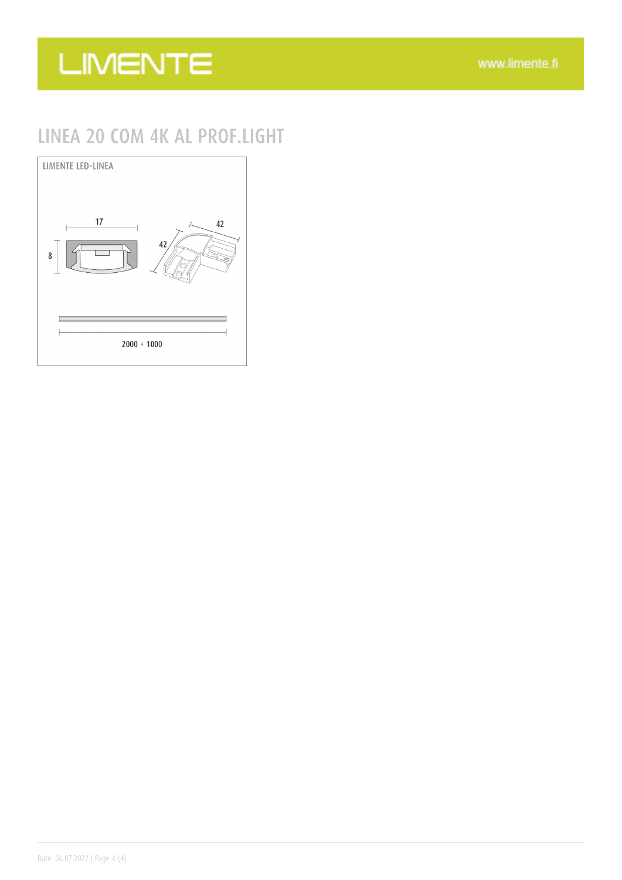# LINEA 20 COM 4K AL PROF.LIGHT

LIMENTE LED-LINEA

17

8

42

42

2000 + 1000